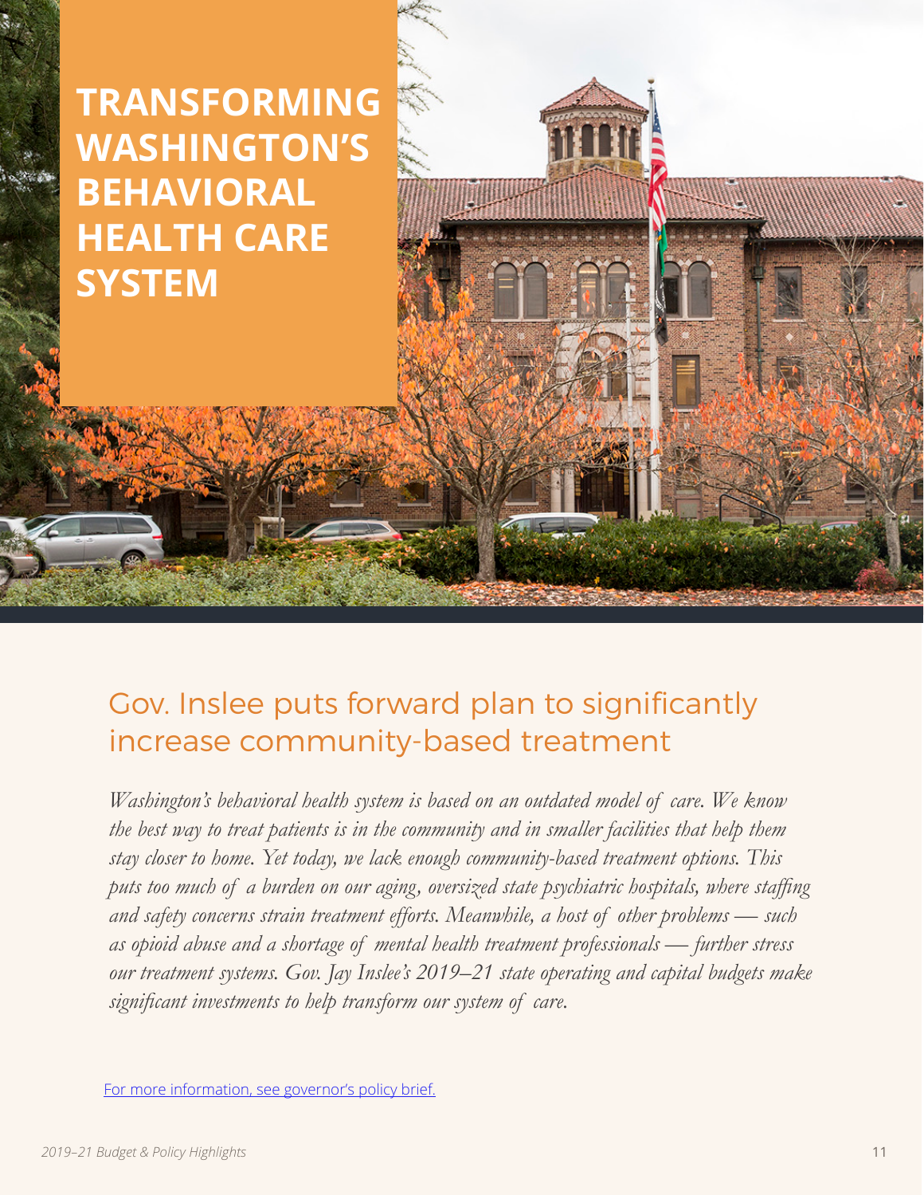# TRANSFORMING WASHINGTON'S BEHAVIORAL HEALTH CARE SYSTEM

## Gov. Inslee puts forward plan to significantly increase community-based treatment

*Washington's behavioral health system is based on an outdated model of care. We know the best way to treat patients is in the community and in smaller facilities that help them stay closer to home. Yet today, we lack enough community-based treatment options. This puts too much of a burden on our aging, oversized state psychiatric hospitals, where staffing and safety concerns strain treatment efforts. Meanwhile, a host of other problems — such as opioid abuse and a shortage of mental health treatment professionals — further stress our treatment systems. Gov. Jay Inslee's 2019–21 state operating and capital budgets make significant investments to help transform our system of care.*

For more information, see governor's policy brief.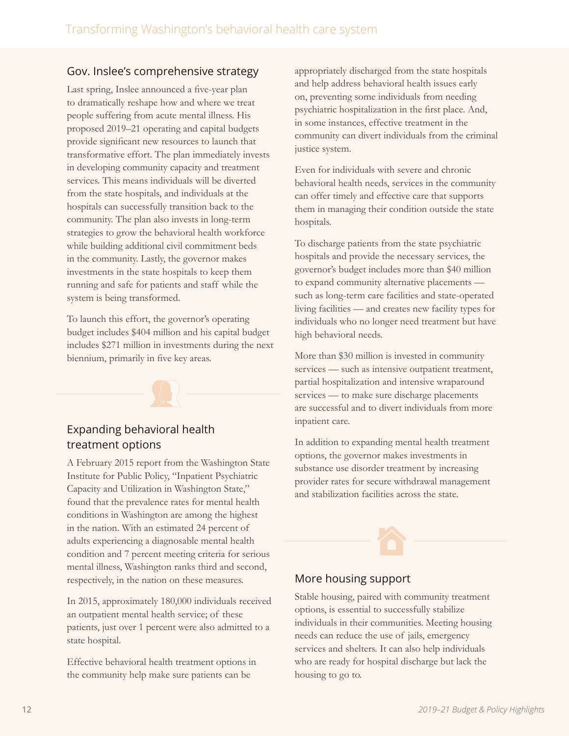## Gov. Inslee's comprehensive strategy

Last spring, Inslee announced a five-year plan to dramatically reshape how and where we treat people suffering from acute mental illness. His proposed 2019–21 operating and capital budgets provide significant new resources to launch that transformative effort. The plan immediately invests in developing community capacity and treatment services. This means individuals will be diverted from the state hospitals, and individuals at the hospitals can successfully transition back to the community. The plan also invests in long-term strategies to grow the behavioral health workforce while building additional civil commitment beds in the community. Lastly, the governor makes investments in the state hospitals to keep them running and safe for patients and staff while the system is being transformed.

To launch this effort, the governor's operating budget includes $404 million and his capital budget includes $271 million in investments during the next biennium, primarily in five key areas.

## Expanding behavioral health treatment options

A February 2015 report from the Washington State Institute for Public Policy, "Inpatient Psychiatric Capacity and Utilization in Washington State," found that the prevalence rates for mental health conditions in Washington are among the highest in the nation. With an estimated 24 percent of adults experiencing a diagnosable mental health condition and 7 percent meeting criteria for serious mental illness, Washington ranks third and second, respectively, in the nation on these measures.

In 2015, approximately 180,000 individuals received an outpatient mental health service; of these patients, just over 1 percent were also admitted to a state hospital.

Effective behavioral health treatment options in the community help make sure patients can be appropriately discharged from the state hospitals and help address behavioral health issues early on, preventing some individuals from needing psychiatric hospitalization in the first place. And, in some instances, effective treatment in the community can divert individuals from the criminal justice system.

Even for individuals with severe and chronic behavioral health needs, services in the community can offer timely and effective care that supports them in managing their condition outside the state hospitals.

To discharge patients from the state psychiatric hospitals and provide the necessary services, the governor's budget includes more than $40 million to expand community alternative placements — such as long-term care facilities and state-operated living facilities — and creates new facility types for individuals who no longer need treatment but have high behavioral needs.

More than $30 million is invested in community services — such as intensive outpatient treatment, partial hospitalization and intensive wraparound services — to make sure discharge placements are successful and to divert individuals from more inpatient care.

In addition to expanding mental health treatment options, the governor makes investments in substance use disorder treatment by increasing provider rates for secure withdrawal management and stabilization facilities across the state.

## More housing support

Stable housing, paired with community treatment options, is essential to successfully stabilize individuals in their communities. Meeting housing needs can reduce the use of jails, emergency services and shelters. It can also help individuals who are ready for hospital discharge but lack the housing to go to.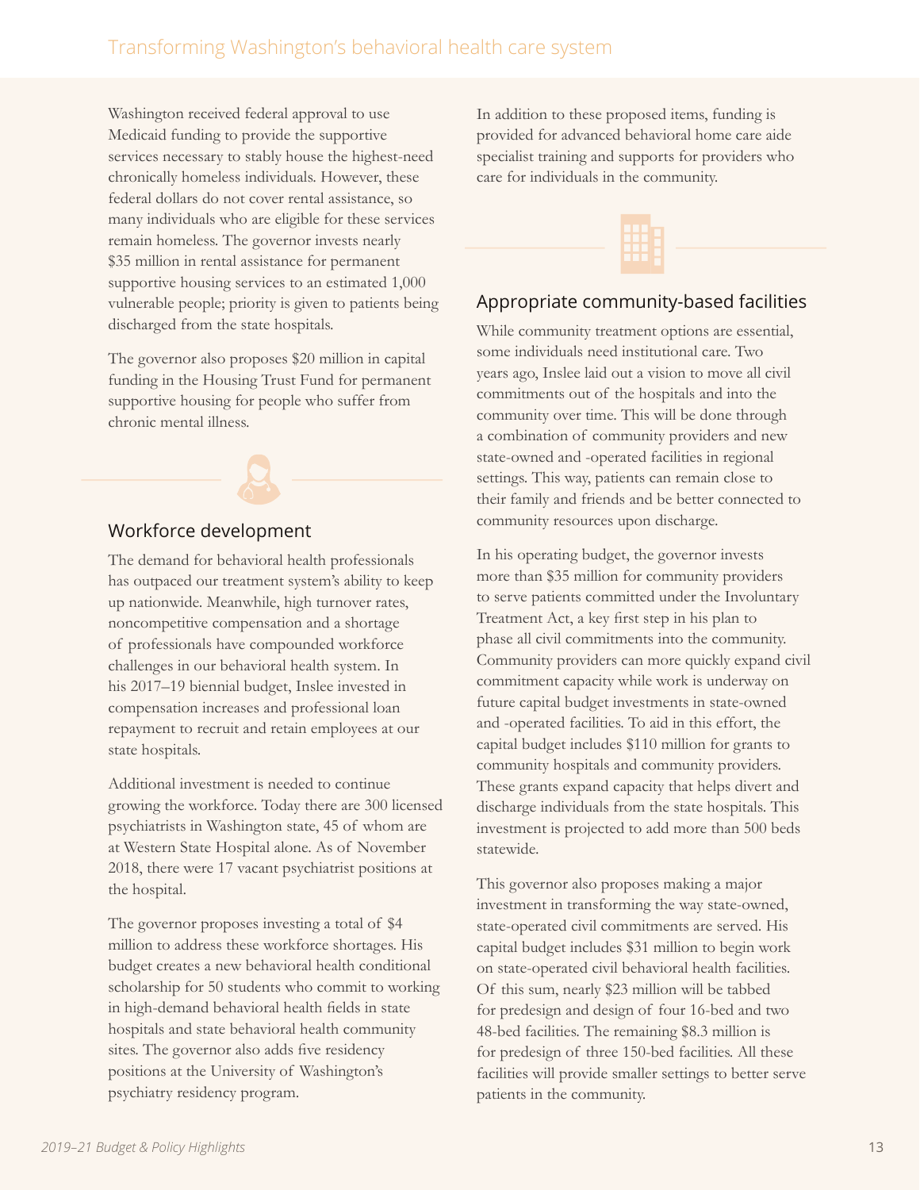Washington received federal approval to use Medicaid funding to provide the supportive services necessary to stably house the highest-need chronically homeless individuals. However, these federal dollars do not cover rental assistance, so many individuals who are eligible for these services remain homeless. The governor invests nearly $35 million in rental assistance for permanent supportive housing services to an estimated 1,000 vulnerable people; priority is given to patients being discharged from the state hospitals.

The governor also proposes $20 million in capital funding in the Housing Trust Fund for permanent supportive housing for people who suffer from chronic mental illness.

## Workforce development

The demand for behavioral health professionals has outpaced our treatment system's ability to keep up nationwide. Meanwhile, high turnover rates, noncompetitive compensation and a shortage of professionals have compounded workforce challenges in our behavioral health system. In his 2017–19 biennial budget, Inslee invested in compensation increases and professional loan repayment to recruit and retain employees at our state hospitals.

Additional investment is needed to continue growing the workforce. Today there are 300 licensed psychiatrists in Washington state, 45 of whom are at Western State Hospital alone. As of November 2018, there were 17 vacant psychiatrist positions at the hospital.

The governor proposes investing a total of $4 million to address these workforce shortages. His budget creates a new behavioral health conditional scholarship for 50 students who commit to working in high-demand behavioral health fields in state hospitals and state behavioral health community sites. The governor also adds five residency positions at the University of Washington's psychiatry residency program.

In addition to these proposed items, funding is provided for advanced behavioral home care aide specialist training and supports for providers who care for individuals in the community.

## Appropriate community-based facilities

While community treatment options are essential, some individuals need institutional care. Two years ago, Inslee laid out a vision to move all civil commitments out of the hospitals and into the community over time. This will be done through a combination of community providers and new state-owned and -operated facilities in regional settings. This way, patients can remain close to their family and friends and be better connected to community resources upon discharge.

In his operating budget, the governor invests more than $35 million for community providers to serve patients committed under the Involuntary Treatment Act, a key first step in his plan to phase all civil commitments into the community. Community providers can more quickly expand civil commitment capacity while work is underway on future capital budget investments in state-owned and -operated facilities. To aid in this effort, the capital budget includes $110 million for grants to community hospitals and community providers. These grants expand capacity that helps divert and discharge individuals from the state hospitals. This investment is projected to add more than 500 beds statewide.

This governor also proposes making a major investment in transforming the way state-owned, state-operated civil commitments are served. His capital budget includes $31 million to begin work on state-operated civil behavioral health facilities. Of this sum, nearly $23 million will be tabbed for predesign and design of four 16-bed and two 48-bed facilities. The remaining $8.3 million is for predesign of three 150-bed facilities. All these facilities will provide smaller settings to better serve patients in the community.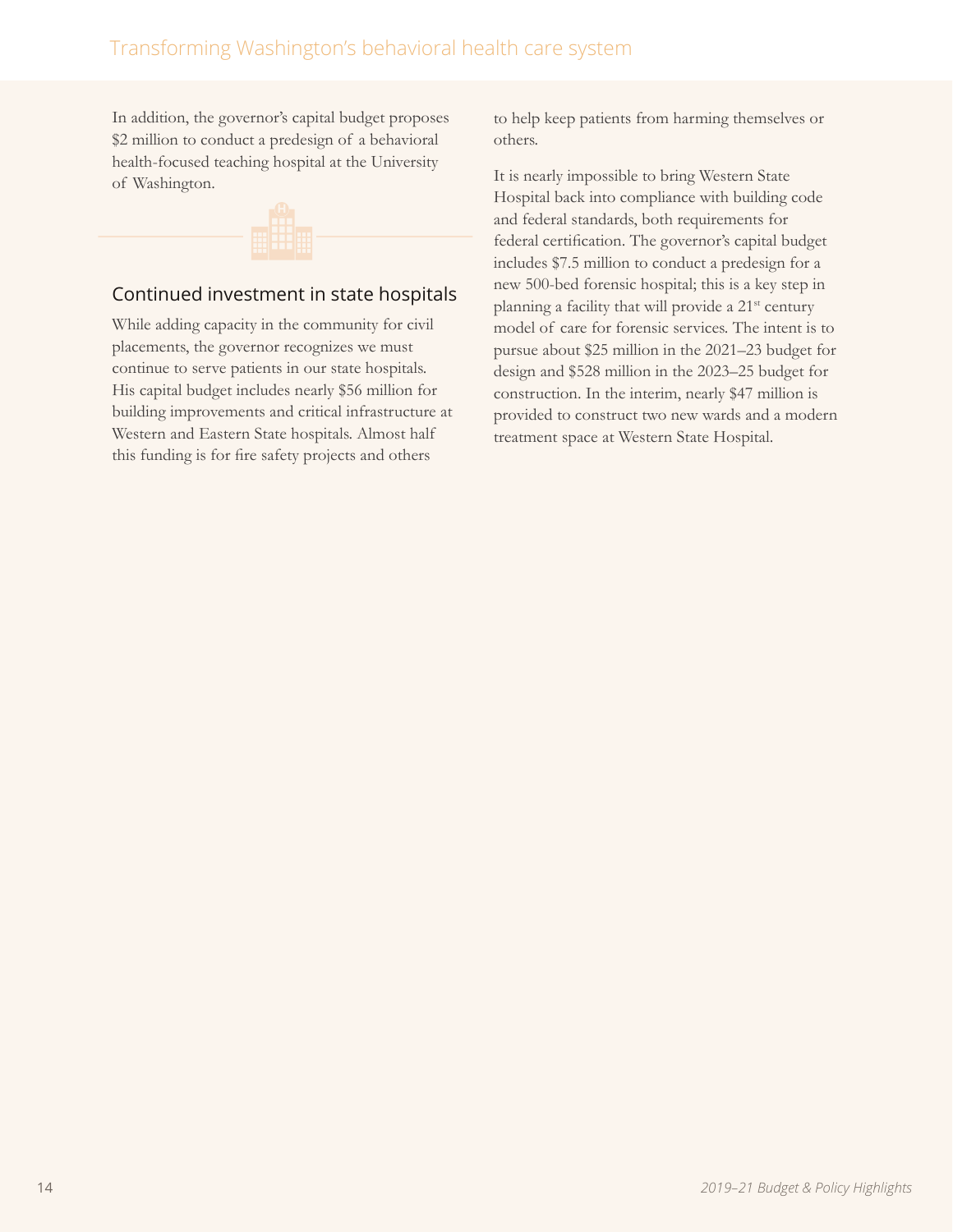In addition, the governor's capital budget proposes $2 million to conduct a predesign of a behavioral health-focused teaching hospital at the University of Washington.

## Continued investment in state hospitals

While adding capacity in the community for civil placements, the governor recognizes we must continue to serve patients in our state hospitals. His capital budget includes nearly $56 million for building improvements and critical infrastructure at Western and Eastern State hospitals. Almost half this funding is for fire safety projects and others to help keep patients from harming themselves or others.

It is nearly impossible to bring Western State Hospital back into compliance with building code and federal standards, both requirements for federal certification. The governor's capital budget includes $7.5 million to conduct a predesign for a new 500-bed forensic hospital; this is a key step in planning a facility that will provide a 21st century model of care for forensic services. The intent is to pursue about $25 million in the 2021–23 budget for design and $528 million in the 2023–25 budget for construction. In the interim, nearly $47 million is provided to construct two new wards and a modern treatment space at Western State Hospital.